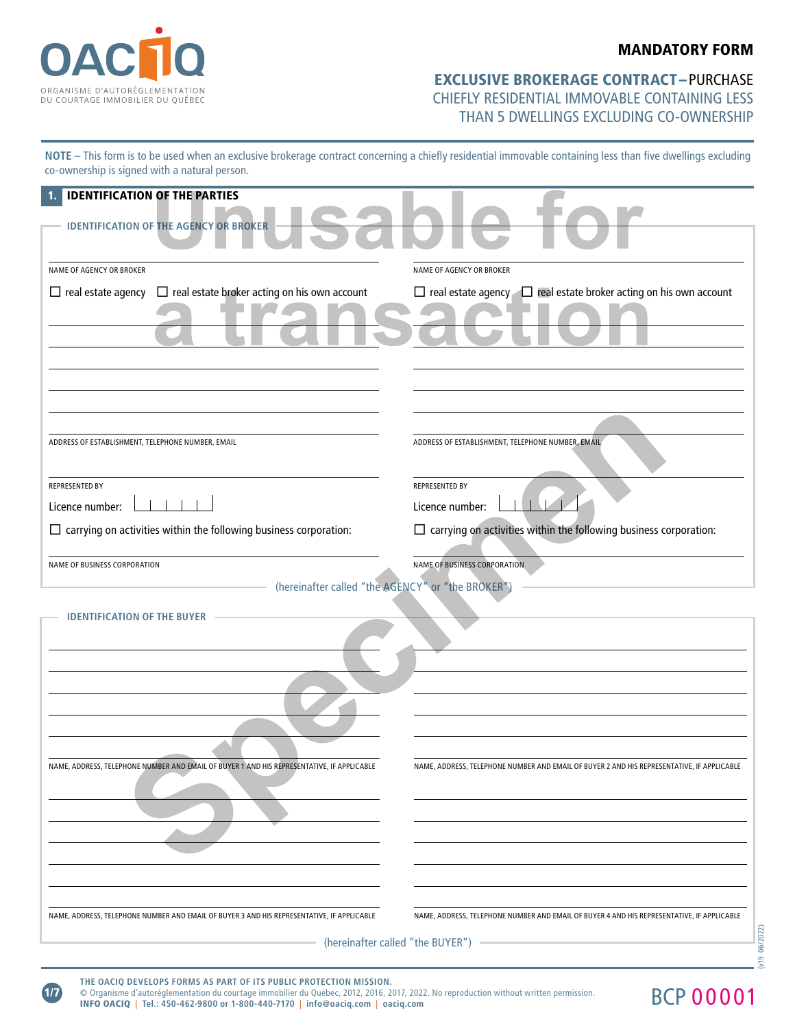OACIQ
ORGANISME D'AUTORÉGLEMENTATION DU COURTAGE IMMOBILIER DU QUÉBEC

**MANDATORY FORM**

# EXCLUSIVE BROKERAGE CONTRACT – PURCHASE

## CHIEFLY RESIDENTIAL IMMOVABLE CONTAINING LESS THAN 5 DWELLINGS EXCLUDING CO-OWNERSHIP

**NOTE** – This form is to be used when an exclusive brokerage contract concerning a chiefly residential immovable containing less than five dwellings excluding co-ownership is signed with a natural person.

Unusable for a transaction

Specimen

## 1. IDENTIFICATION OF THE PARTIES

### IDENTIFICATION OF THE AGENCY OR BROKER

NAME OF AGENCY OR BROKER

☐ real estate agency ☐ real estate broker acting on his own account

ADDRESS OF ESTABLISHMENT, TELEPHONE NUMBER, EMAIL

REPRESENTED BY

Licence number:

☐ carrying on activities within the following business corporation:

NAME OF BUSINESS CORPORATION

NAME OF AGENCY OR BROKER

☐ real estate agency ☐ real estate broker acting on his own account

ADDRESS OF ESTABLISHMENT, TELEPHONE NUMBER, EMAIL

REPRESENTED BY

Licence number:

☐ carrying on activities within the following business corporation:

NAME OF BUSINESS CORPORATION

(hereinafter called "the AGENCY" or "the BROKER")

### IDENTIFICATION OF THE BUYER

NAME, ADDRESS, TELEPHONE NUMBER AND EMAIL OF BUYER 1 AND HIS REPRESENTATIVE, IF APPLICABLE

NAME, ADDRESS, TELEPHONE NUMBER AND EMAIL OF BUYER 2 AND HIS REPRESENTATIVE, IF APPLICABLE

NAME, ADDRESS, TELEPHONE NUMBER AND EMAIL OF BUYER 3 AND HIS REPRESENTATIVE, IF APPLICABLE

NAME, ADDRESS, TELEPHONE NUMBER AND EMAIL OF BUYER 4 AND HIS REPRESENTATIVE, IF APPLICABLE

(hereinafter called "the BUYER")

(v19 06/2022)

**THE OACIQ DEVELOPS FORMS AS PART OF ITS PUBLIC PROTECTION MISSION.**
© Organisme d'autoréglementation du courtage immobilier du Québec, 2012, 2016, 2017, 2022. No reproduction without written permission.
**INFO OACIQ | Tel.: 450-462-9800 or 1-800-440-7170 | info@oaciq.com | oaciq.com**

BCP 00001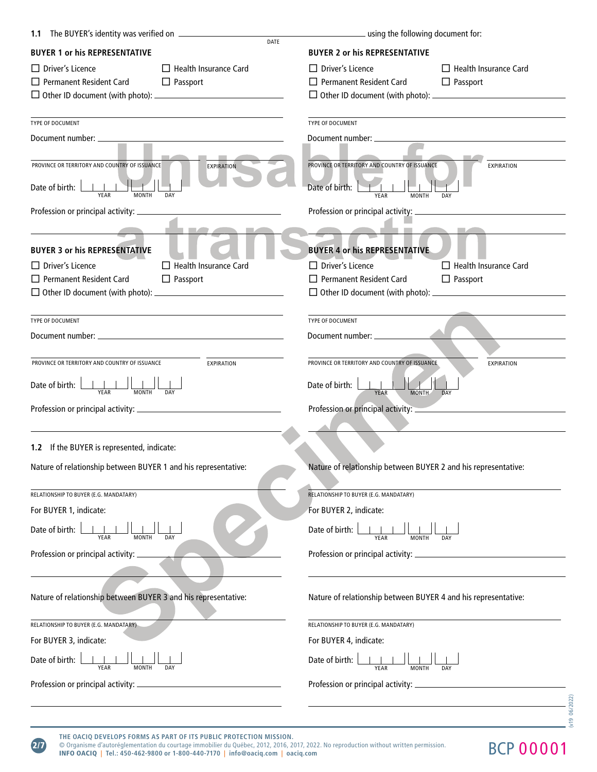**1.1** The BUYER's identity was verified on ______________________ using the following document for:
DATE

**BUYER 1 or his REPRESENTATIVE**

☐ Driver's Licence ☐ Health Insurance Card
☐ Permanent Resident Card ☐ Passport
☐ Other ID document (with photo): ______________________

______________________
TYPE OF DOCUMENT

Document number: ______________________

______________________ ______________________
PROVINCE OR TERRITORY AND COUNTRY OF ISSUANCE EXPIRATION

Date of birth: YEAR MONTH DAY

Profession or principal activity: ______________________

______________________

**BUYER 2 or his REPRESENTATIVE**

☐ Driver's Licence ☐ Health Insurance Card
☐ Permanent Resident Card ☐ Passport
☐ Other ID document (with photo): ______________________

______________________
TYPE OF DOCUMENT

Document number: ______________________

______________________ ______________________
PROVINCE OR TERRITORY AND COUNTRY OF ISSUANCE EXPIRATION

Date of birth: YEAR MONTH DAY

Profession or principal activity: ______________________

______________________

**BUYER 3 or his REPRESENTATIVE**

☐ Driver's Licence ☐ Health Insurance Card
☐ Permanent Resident Card ☐ Passport
☐ Other ID document (with photo): ______________________

______________________
TYPE OF DOCUMENT

Document number: ______________________

______________________ ______________________
PROVINCE OR TERRITORY AND COUNTRY OF ISSUANCE EXPIRATION

Date of birth: YEAR MONTH DAY

Profession or principal activity: ______________________

______________________

**BUYER 4 or his REPRESENTATIVE**

☐ Driver's Licence ☐ Health Insurance Card
☐ Permanent Resident Card ☐ Passport
☐ Other ID document (with photo): ______________________

______________________
TYPE OF DOCUMENT

Document number: ______________________

______________________ ______________________
PROVINCE OR TERRITORY AND COUNTRY OF ISSUANCE EXPIRATION

Date of birth: YEAR MONTH DAY

Profession or principal activity: ______________________

______________________

**1.2** If the BUYER is represented, indicate:

Nature of relationship between BUYER 1 and his representative:

______________________
RELATIONSHIP TO BUYER (E.G. MANDATARY)

For BUYER 1, indicate:

Date of birth: YEAR MONTH DAY

Profession or principal activity: ______________________

______________________

Nature of relationship between BUYER 2 and his representative:

______________________
RELATIONSHIP TO BUYER (E.G. MANDATARY)

For BUYER 2, indicate:

Date of birth: YEAR MONTH DAY

Profession or principal activity: ______________________

______________________

Nature of relationship between BUYER 3 and his representative:

______________________
RELATIONSHIP TO BUYER (E.G. MANDATARY)

For BUYER 3, indicate:

Date of birth: YEAR MONTH DAY

Profession or principal activity: ______________________

______________________

Nature of relationship between BUYER 4 and his representative:

______________________
RELATIONSHIP TO BUYER (E.G. MANDATARY)

For BUYER 4, indicate:

Date of birth: YEAR MONTH DAY

Profession or principal activity: ______________________

______________________

Unusable for a transaction

Specimen

(v19 06/2022)

THE OACIQ DEVELOPS FORMS AS PART OF ITS PUBLIC PROTECTION MISSION.
© Organisme d'autoréglementation du courtage immobilier du Québec, 2012, 2016, 2017, 2022. No reproduction without written permission.
INFO OACIQ | Tel.: 450-462-9800 or 1-800-440-7170 | info@oaciq.com | oaciq.com

BCP 00001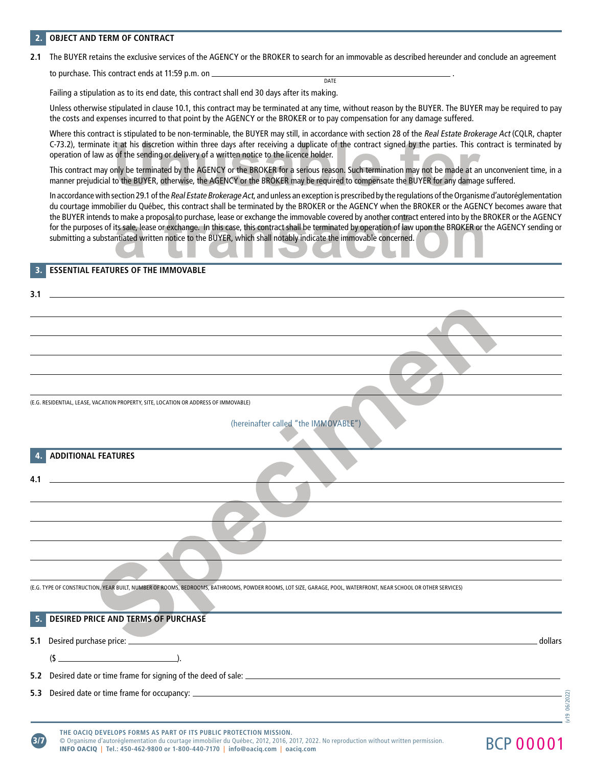## 2. OBJECT AND TERM OF CONTRACT

**2.1** The BUYER retains the exclusive services of the AGENCY or the BROKER to search for an immovable as described hereunder and conclude an agreement to purchase. This contract ends at 11:59 p.m. on ______________________ .
DATE

Failing a stipulation as to its end date, this contract shall end 30 days after its making.

Unless otherwise stipulated in clause 10.1, this contract may be terminated at any time, without reason by the BUYER. The BUYER may be required to pay the costs and expenses incurred to that point by the AGENCY or the BROKER or to pay compensation for any damage suffered.

Where this contract is stipulated to be non-terminable, the BUYER may still, in accordance with section 28 of the *Real Estate Brokerage Act* (CQLR, chapter C-73.2), terminate it at his discretion within three days after receiving a duplicate of the contract signed by the parties. This contract is terminated by operation of law as of the sending or delivery of a written notice to the licence holder.

This contract may only be terminated by the AGENCY or the BROKER for a serious reason. Such termination may not be made at an unconvenient time, in a manner prejudicial to the BUYER, otherwise, the AGENCY or the BROKER may be required to compensate the BUYER for any damage suffered.

In accordance with section 29.1 of the *Real Estate Brokerage Act*, and unless an exception is prescribed by the regulations of the Organisme d'autoréglementation du courtage immobilier du Québec, this contract shall be terminated by the BROKER or the AGENCY when the BROKER or the AGENCY becomes aware that the BUYER intends to make a proposal to purchase, lease or exchange the immovable covered by another contract entered into by the BROKER or the AGENCY for the purposes of its sale, lease or exchange. In this case, this contract shall be terminated by operation of law upon the BROKER or the AGENCY sending or submitting a substantiated written notice to the BUYER, which shall notably indicate the immovable concerned.

## 3. ESSENTIAL FEATURES OF THE IMMOVABLE

**3.1** ______________________

(E.G. RESIDENTIAL, LEASE, VACATION PROPERTY, SITE, LOCATION OR ADDRESS OF IMMOVABLE)

(hereinafter called "the IMMOVABLE")

## 4. ADDITIONAL FEATURES

**4.1** ______________________

(E.G. TYPE OF CONSTRUCTION, YEAR BUILT, NUMBER OF ROOMS, BEDROOMS, BATHROOMS, POWDER ROOMS, LOT SIZE, GARAGE, POOL, WATERFRONT, NEAR SCHOOL OR OTHER SERVICES)

## 5. DESIRED PRICE AND TERMS OF PURCHASE

**5.1** Desired purchase price: ______________________ dollars
($ ______________________).

**5.2** Desired date or time frame for signing of the deed of sale: ______________________

**5.3** Desired date or time frame for occupancy: ______________________

THE OACIQ DEVELOPS FORMS AS PART OF ITS PUBLIC PROTECTION MISSION.
© Organisme d'autoréglementation du courtage immobilier du Québec, 2012, 2016, 2017, 2022. No reproduction without written permission.
INFO OACIQ | Tel.: 450-462-9800 or 1-800-440-7170 | info@oaciq.com | oaciq.com

BCP 00001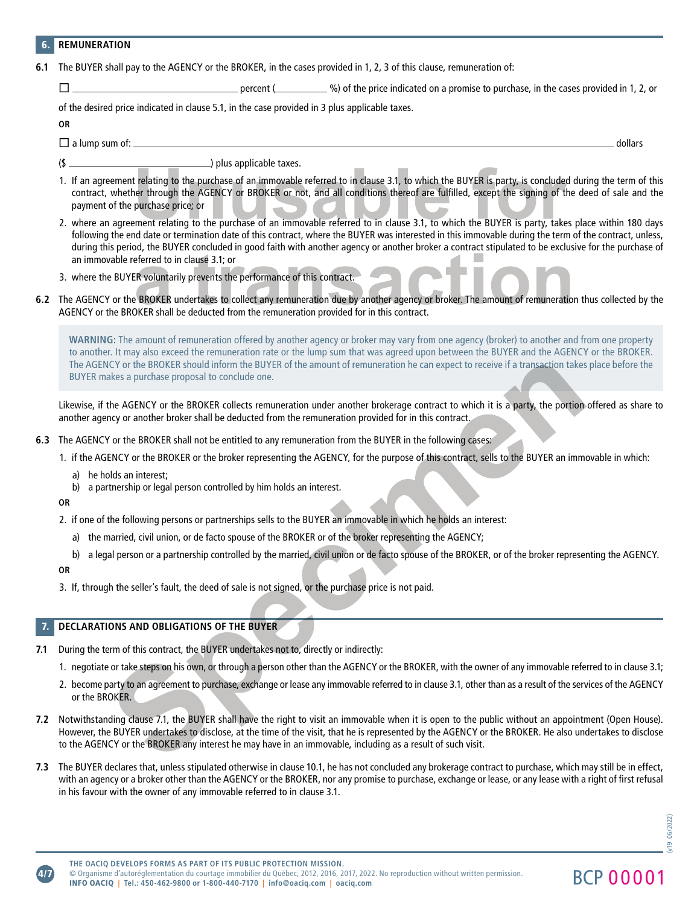## 6. REMUNERATION

**6.1** The BUYER shall pay to the AGENCY or the BROKER, in the cases provided in 1, 2, 3 of this clause, remuneration of:

☐ ______________________ percent (________ %) of the price indicated on a promise to purchase, in the cases provided in 1, 2, or of the desired price indicated in clause 5.1, in the case provided in 3 plus applicable taxes.

**OR**

☐ a lump sum of: ______________________________________________ dollars

($ ______________________) plus applicable taxes.

1. If an agreement relating to the purchase of an immovable referred to in clause 3.1, to which the BUYER is party, is concluded during the term of this contract, whether through the AGENCY or BROKER or not, and all conditions thereof are fulfilled, except the signing of the deed of sale and the payment of the purchase price; or
2. where an agreement relating to the purchase of an immovable referred to in clause 3.1, to which the BUYER is party, takes place within 180 days following the end date or termination date of this contract, where the BUYER was interested in this immovable during the term of the contract, unless, during this period, the BUYER concluded in good faith with another agency or another broker a contract stipulated to be exclusive for the purchase of an immovable referred to in clause 3.1; or
3. where the BUYER voluntarily prevents the performance of this contract.

**6.2** The AGENCY or the BROKER undertakes to collect any remuneration due by another agency or broker. The amount of remuneration thus collected by the AGENCY or the BROKER shall be deducted from the remuneration provided for in this contract.

> **WARNING:** The amount of remuneration offered by another agency or broker may vary from one agency (broker) to another and from one property to another. It may also exceed the remuneration rate or the lump sum that was agreed upon between the BUYER and the AGENCY or the BROKER. The AGENCY or the BROKER should inform the BUYER of the amount of remuneration he can expect to receive if a transaction takes place before the BUYER makes a purchase proposal to conclude one.

Likewise, if the AGENCY or the BROKER collects remuneration under another brokerage contract to which it is a party, the portion offered as share to another agency or another broker shall be deducted from the remuneration provided for in this contract.

**6.3** The AGENCY or the BROKER shall not be entitled to any remuneration from the BUYER in the following cases:

1. if the AGENCY or the BROKER or the broker representing the AGENCY, for the purpose of this contract, sells to the BUYER an immovable in which:
   a) he holds an interest;
   b) a partnership or legal person controlled by him holds an interest.

**OR**

2. if one of the following persons or partnerships sells to the BUYER an immovable in which he holds an interest:
   a) the married, civil union, or de facto spouse of the BROKER or of the broker representing the AGENCY;
   b) a legal person or a partnership controlled by the married, civil union or de facto spouse of the BROKER, or of the broker representing the AGENCY.

**OR**

3. If, through the seller's fault, the deed of sale is not signed, or the purchase price is not paid.

## 7. DECLARATIONS AND OBLIGATIONS OF THE BUYER

**7.1** During the term of this contract, the BUYER undertakes not to, directly or indirectly:

1. negotiate or take steps on his own, or through a person other than the AGENCY or the BROKER, with the owner of any immovable referred to in clause 3.1;
2. become party to an agreement to purchase, exchange or lease any immovable referred to in clause 3.1, other than as a result of the services of the AGENCY or the BROKER.

**7.2** Notwithstanding clause 7.1, the BUYER shall have the right to visit an immovable when it is open to the public without an appointment (Open House). However, the BUYER undertakes to disclose, at the time of the visit, that he is represented by the AGENCY or the BROKER. He also undertakes to disclose to the AGENCY or the BROKER any interest he may have in an immovable, including as a result of such visit.

**7.3** The BUYER declares that, unless stipulated otherwise in clause 10.1, he has not concluded any brokerage contract to purchase, which may still be in effect, with an agency or a broker other than the AGENCY or the BROKER, nor any promise to purchase, exchange or lease, or any lease with a right of first refusal in his favour with the owner of any immovable referred to in clause 3.1.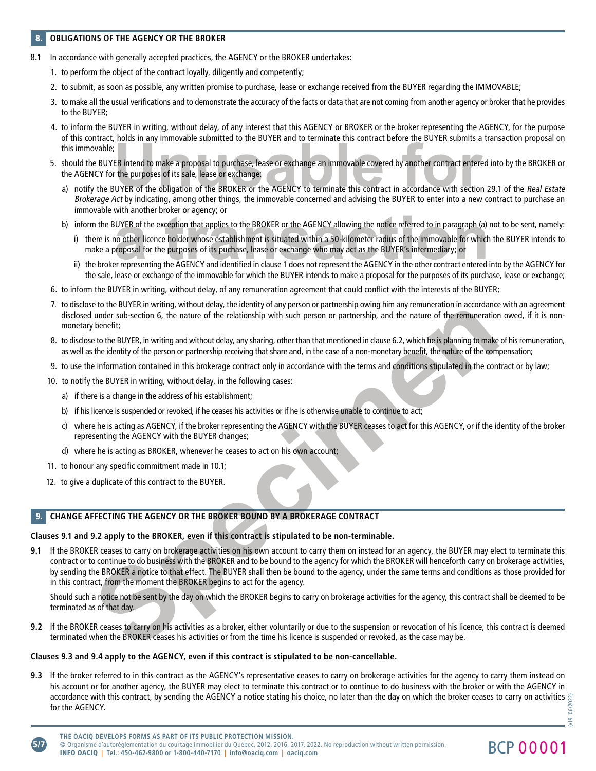## 8. OBLIGATIONS OF THE AGENCY OR THE BROKER

**8.1** In accordance with generally accepted practices, the AGENCY or the BROKER undertakes:

1. to perform the object of the contract loyally, diligently and competently;
2. to submit, as soon as possible, any written promise to purchase, lease or exchange received from the BUYER regarding the IMMOVABLE;
3. to make all the usual verifications and to demonstrate the accuracy of the facts or data that are not coming from another agency or broker that he provides to the BUYER;
4. to inform the BUYER in writing, without delay, of any interest that this AGENCY or BROKER or the broker representing the AGENCY, for the purpose of this contract, holds in any immovable submitted to the BUYER and to terminate this contract before the BUYER submits a transaction proposal on this immovable;
5. should the BUYER intend to make a proposal to purchase, lease or exchange an immovable covered by another contract entered into by the BROKER or the AGENCY for the purposes of its sale, lease or exchange:
   a) notify the BUYER of the obligation of the BROKER or the AGENCY to terminate this contract in accordance with section 29.1 of the *Real Estate Brokerage Act* by indicating, among other things, the immovable concerned and advising the BUYER to enter into a new contract to purchase an immovable with another broker or agency; or
   b) inform the BUYER of the exception that applies to the BROKER or the AGENCY allowing the notice referred to in paragraph (a) not to be sent, namely:
      i) there is no other licence holder whose establishment is situated within a 50-kilometer radius of the immovable for which the BUYER intends to make a proposal for the purposes of its puchase, lease or exchange who may act as the BUYER's intermediary; or
      ii) the broker representing the AGENCY and identified in clause 1 does not represent the AGENCY in the other contract entered into by the AGENCY for the sale, lease or exchange of the immovable for which the BUYER intends to make a proposal for the purposes of its purchase, lease or exchange;
6. to inform the BUYER in writing, without delay, of any remuneration agreement that could conflict with the interests of the BUYER;
7. to disclose to the BUYER in writing, without delay, the identity of any person or partnership owing him any remuneration in accordance with an agreement disclosed under sub-section 6, the nature of the relationship with such person or partnership, and the nature of the remuneration owed, if it is non-monetary benefit;
8. to disclose to the BUYER, in writing and without delay, any sharing, other than that mentioned in clause 6.2, which he is planning to make of his remuneration, as well as the identity of the person or partnership receiving that share and, in the case of a non-monetary benefit, the nature of the compensation;
9. to use the information contained in this brokerage contract only in accordance with the terms and conditions stipulated in the contract or by law;
10. to notify the BUYER in writing, without delay, in the following cases:
    a) if there is a change in the address of his establishment;
    b) if his licence is suspended or revoked, if he ceases his activities or if he is otherwise unable to continue to act;
    c) where he is acting as AGENCY, if the broker representing the AGENCY with the BUYER ceases to act for this AGENCY, or if the identity of the broker representing the AGENCY with the BUYER changes;
    d) where he is acting as BROKER, whenever he ceases to act on his own account;
11. to honour any specific commitment made in 10.1;
12. to give a duplicate of this contract to the BUYER.

## 9. CHANGE AFFECTING THE AGENCY OR THE BROKER BOUND BY A BROKERAGE CONTRACT

**Clauses 9.1 and 9.2 apply to the BROKER, even if this contract is stipulated to be non-terminable.**

**9.1** If the BROKER ceases to carry on brokerage activities on his own account to carry them on instead for an agency, the BUYER may elect to terminate this contract or to continue to do business with the BROKER and to be bound to the agency for which the BROKER will henceforth carry on brokerage activities, by sending the BROKER a notice to that effect. The BUYER shall then be bound to the agency, under the same terms and conditions as those provided for in this contract, from the moment the BROKER begins to act for the agency.

Should such a notice not be sent by the day on which the BROKER begins to carry on brokerage activities for the agency, this contract shall be deemed to be terminated as of that day.

**9.2** If the BROKER ceases to carry on his activities as a broker, either voluntarily or due to the suspension or revocation of his licence, this contract is deemed terminated when the BROKER ceases his activities or from the time his licence is suspended or revoked, as the case may be.

**Clauses 9.3 and 9.4 apply to the AGENCY, even if this contract is stipulated to be non-cancellable.**

**9.3** If the broker referred to in this contract as the AGENCY's representative ceases to carry on brokerage activities for the agency to carry them instead for his account or for another agency, the BUYER may elect to terminate this contract or to continue to do business with the broker or with the AGENCY in accordance with this contract, by sending the AGENCY a notice stating his choice, no later than the day on which the broker ceases to carry on activities for the AGENCY.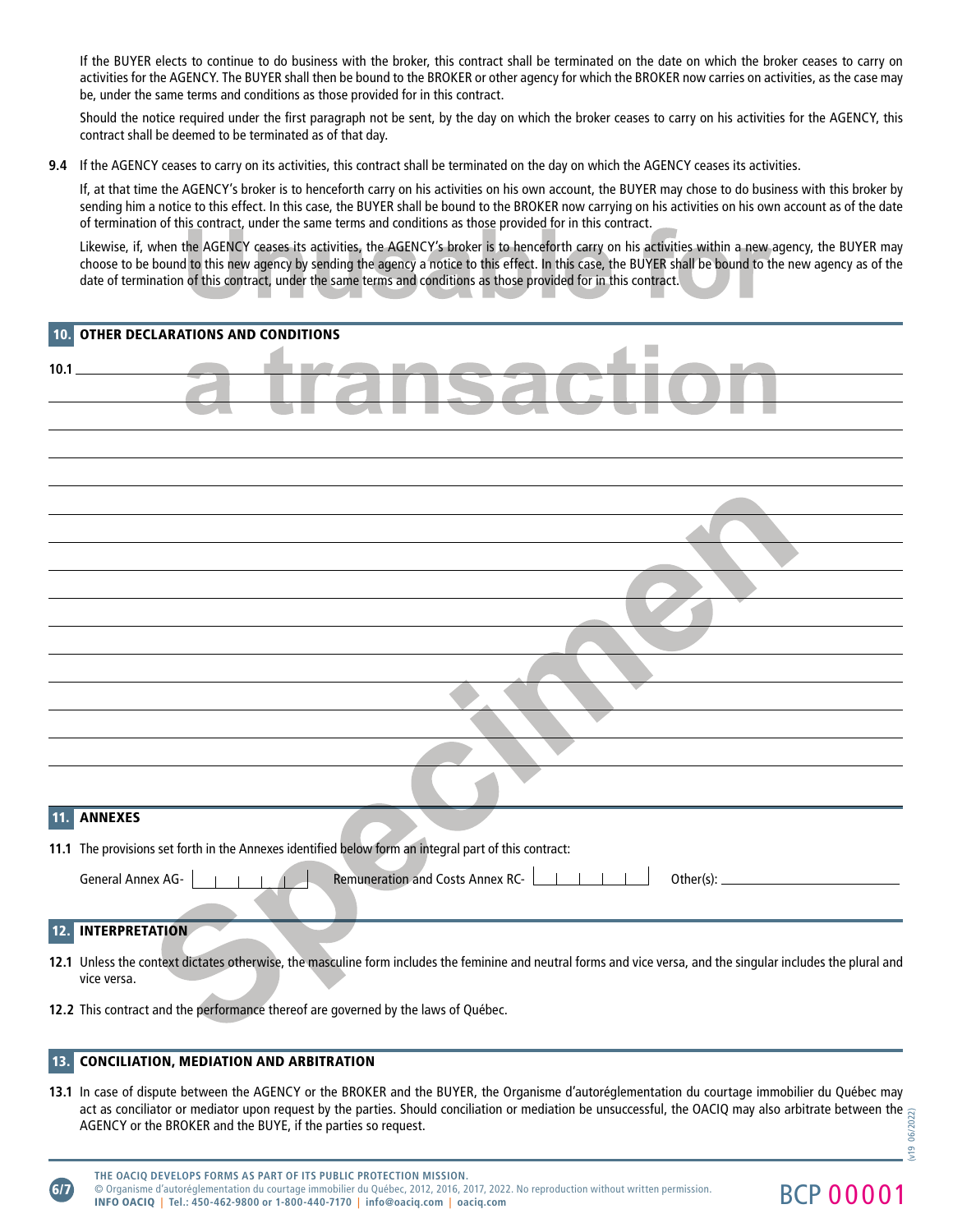If the BUYER elects to continue to do business with the broker, this contract shall be terminated on the date on which the broker ceases to carry on activities for the AGENCY. The BUYER shall then be bound to the BROKER or other agency for which the BROKER now carries on activities, as the case may be, under the same terms and conditions as those provided for in this contract.

Should the notice required under the first paragraph not be sent, by the day on which the broker ceases to carry on his activities for the AGENCY, this contract shall be deemed to be terminated as of that day.

**9.4** If the AGENCY ceases to carry on its activities, this contract shall be terminated on the day on which the AGENCY ceases its activities.

If, at that time the AGENCY's broker is to henceforth carry on his activities on his own account, the BUYER may chose to do business with this broker by sending him a notice to this effect. In this case, the BUYER shall be bound to the BROKER now carrying on his activities on his own account as of the date of termination of this contract, under the same terms and conditions as those provided for in this contract.

Likewise, if, when the AGENCY ceases its activities, the AGENCY's broker is to henceforth carry on his activities within a new agency, the BUYER may choose to be bound to this new agency by sending the agency a notice to this effect. In this case, the BUYER shall be bound to the new agency as of the date of termination of this contract, under the same terms and conditions as those provided for in this contract.

## 10. OTHER DECLARATIONS AND CONDITIONS

**10.1** ______________________________

______________________________

______________________________

______________________________

______________________________

______________________________

______________________________

______________________________

______________________________

______________________________

______________________________

______________________________

______________________________

______________________________

## 11. ANNEXES

**11.1** The provisions set forth in the Annexes identified below form an integral part of this contract:

General Annex AG- ______ Remuneration and Costs Annex RC- ______ Other(s): ______

## 12. INTERPRETATION

**12.1** Unless the context dictates otherwise, the masculine form includes the feminine and neutral forms and vice versa, and the singular includes the plural and vice versa.

**12.2** This contract and the performance thereof are governed by the laws of Québec.

## 13. CONCILIATION, MEDIATION AND ARBITRATION

**13.1** In case of dispute between the AGENCY or the BROKER and the BUYER, the Organisme d'autoréglementation du courtage immobilier du Québec may act as conciliator or mediator upon request by the parties. Should conciliation or mediation be unsuccessful, the OACIQ may also arbitrate between the AGENCY or the BROKER and the BUYE, if the parties so request.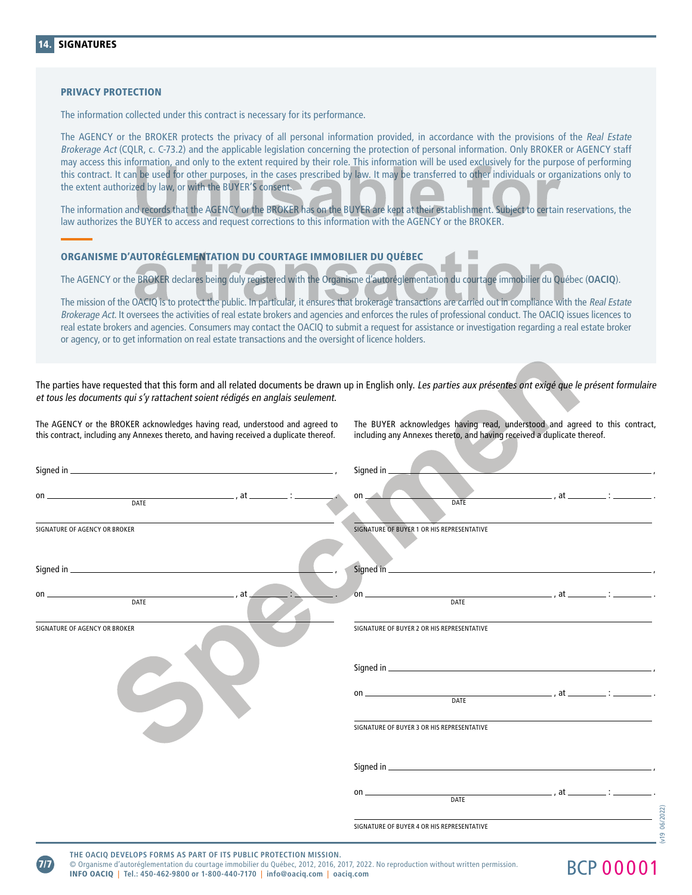## 14. SIGNATURES

### PRIVACY PROTECTION

The information collected under this contract is necessary for its performance.

The AGENCY or the BROKER protects the privacy of all personal information provided, in accordance with the provisions of the *Real Estate Brokerage Act* (CQLR, c. C-73.2) and the applicable legislation concerning the protection of personal information. Only BROKER or AGENCY staff may access this information, and only to the extent required by their role. This information will be used exclusively for the purpose of performing this contract. It can be used for other purposes, in the cases prescribed by law. It may be transferred to other individuals or organizations only to the extent authorized by law, or with the BUYER'S consent.

The information and records that the AGENCY or the BROKER has on the BUYER are kept at their establishment. Subject to certain reservations, the law authorizes the BUYER to access and request corrections to this information with the AGENCY or the BROKER.

### ORGANISME D'AUTORÉGLEMENTATION DU COURTAGE IMMOBILIER DU QUÉBEC

The AGENCY or the BROKER declares being duly registered with the Organisme d'autoréglementation du courtage immobilier du Québec (**OACIQ**).

The mission of the OACIQ is to protect the public. In particular, it ensures that brokerage transactions are carried out in compliance with the *Real Estate Brokerage Act*. It oversees the activities of real estate brokers and agencies and enforces the rules of professional conduct. The OACIQ issues licences to real estate brokers and agencies. Consumers may contact the OACIQ to submit a request for assistance or investigation regarding a real estate broker or agency, or to get information on real estate transactions and the oversight of licence holders.

The parties have requested that this form and all related documents be drawn up in English only. *Les parties aux présentes ont exigé que le présent formulaire et tous les documents qui s'y rattachent soient rédigés en anglais seulement.*

The AGENCY or the BROKER acknowledges having read, understood and agreed to this contract, including any Annexes thereto, and having received a duplicate thereof.

Signed in ______________________________,

on ______________________________ , at ________ : ________ .
DATE

______________________________
SIGNATURE OF AGENCY OR BROKER

Signed in ______________________________,

on ______________________________ , at ________ : ________ .
DATE

______________________________
SIGNATURE OF AGENCY OR BROKER

The BUYER acknowledges having read, understood and agreed to this contract, including any Annexes thereto, and having received a duplicate thereof.

Signed in ______________________________,

on ______________________________ , at ________ : ________ .
DATE

______________________________
SIGNATURE OF BUYER 1 OR HIS REPRESENTATIVE

Signed in ______________________________,

on ______________________________ , at ________ : ________ .
DATE

______________________________
SIGNATURE OF BUYER 2 OR HIS REPRESENTATIVE

Signed in ______________________________,

on ______________________________ , at ________ : ________ .
DATE

______________________________
SIGNATURE OF BUYER 3 OR HIS REPRESENTATIVE

Signed in ______________________________,

on ______________________________ , at ________ : ________ .
DATE

______________________________
SIGNATURE OF BUYER 4 OR HIS REPRESENTATIVE

Unusable for a transaction

Specimen

(v19 06/2022)

**THE OACIQ DEVELOPS FORMS AS PART OF ITS PUBLIC PROTECTION MISSION.**
© Organisme d'autoréglementation du courtage immobilier du Québec, 2012, 2016, 2017, 2022. No reproduction without written permission.
**INFO OACIQ** | **Tel.: 450-462-9800 or 1-800-440-7170** | **info@oaciq.com** | **oaciq.com**

BCP 00001